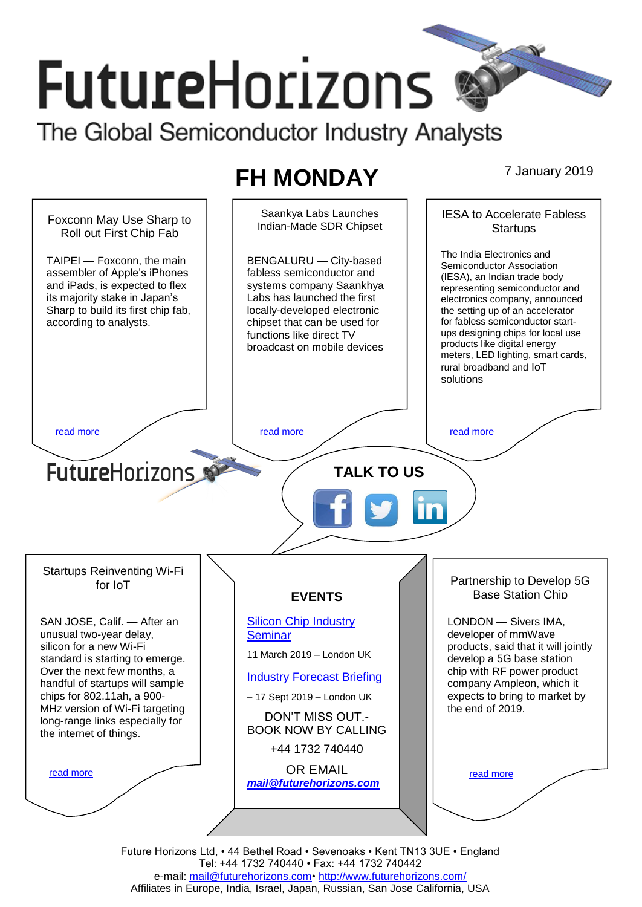# FutureHorizons

The Global Semiconductor Industry Analysts

## FH MONDAY

7 January 2019

### Foxconn May Use Sharp to Roll out First Chip Fab

TAIPEI — Foxconn, the main assembler of Apple's iPhones and iPads, is expected to flex its majority stake in Japan's Sharp to build its first chip fab, according to analysts.

read more

### Saankya Labs Launches Indian-Made SDR Chipset

BENGALURU — City-based fabless semiconductor and systems company Saankhya Labs has launched the first locally-developed electronic chipset that can be used for functions like direct TV broadcast on mobile devices

read more

### IESA to Accelerate Fabless Startups

The India Electronics and Semiconductor Association (IESA), an Indian trade body representing semiconductor and electronics company, announced the setting up of an accelerator for fabless semiconductor start-ups designing chips for local use products like digital energy meters, LED lighting, smart cards, rural broadband and IoT solutions

read more

FutureHorizons

**TALK TO US**

### Startups Reinventing Wi-Fi for IoT

SAN JOSE, Calif. — After an unusual two-year delay, silicon for a new Wi-Fi standard is starting to emerge. Over the next few months, a handful of startups will sample chips for 802.11ah, a 900-MHz version of Wi-Fi targeting long-range links especially for the internet of things.

read more

### EVENTS

Silicon Chip Industry Seminar

11 March 2019 – London UK

Industry Forecast Briefing

– 17 Sept 2019 – London UK

DON'T MISS OUT.- BOOK NOW BY CALLING

+44 1732 740440

OR EMAIL

***mail@futurehorizons.com***

### Partnership to Develop 5G Base Station Chip

LONDON — Sivers IMA, developer of mmWave products, said that it will jointly develop a 5G base station chip with RF power product company Ampleon, which it expects to bring to market by the end of 2019.

read more

Future Horizons Ltd, • 44 Bethel Road • Sevenoaks • Kent TN13 3UE • England
Tel: +44 1732 740440 • Fax: +44 1732 740442
e-mail: mail@futurehorizons.com• http://www.futurehorizons.com/
Affiliates in Europe, India, Israel, Japan, Russian, San Jose California, USA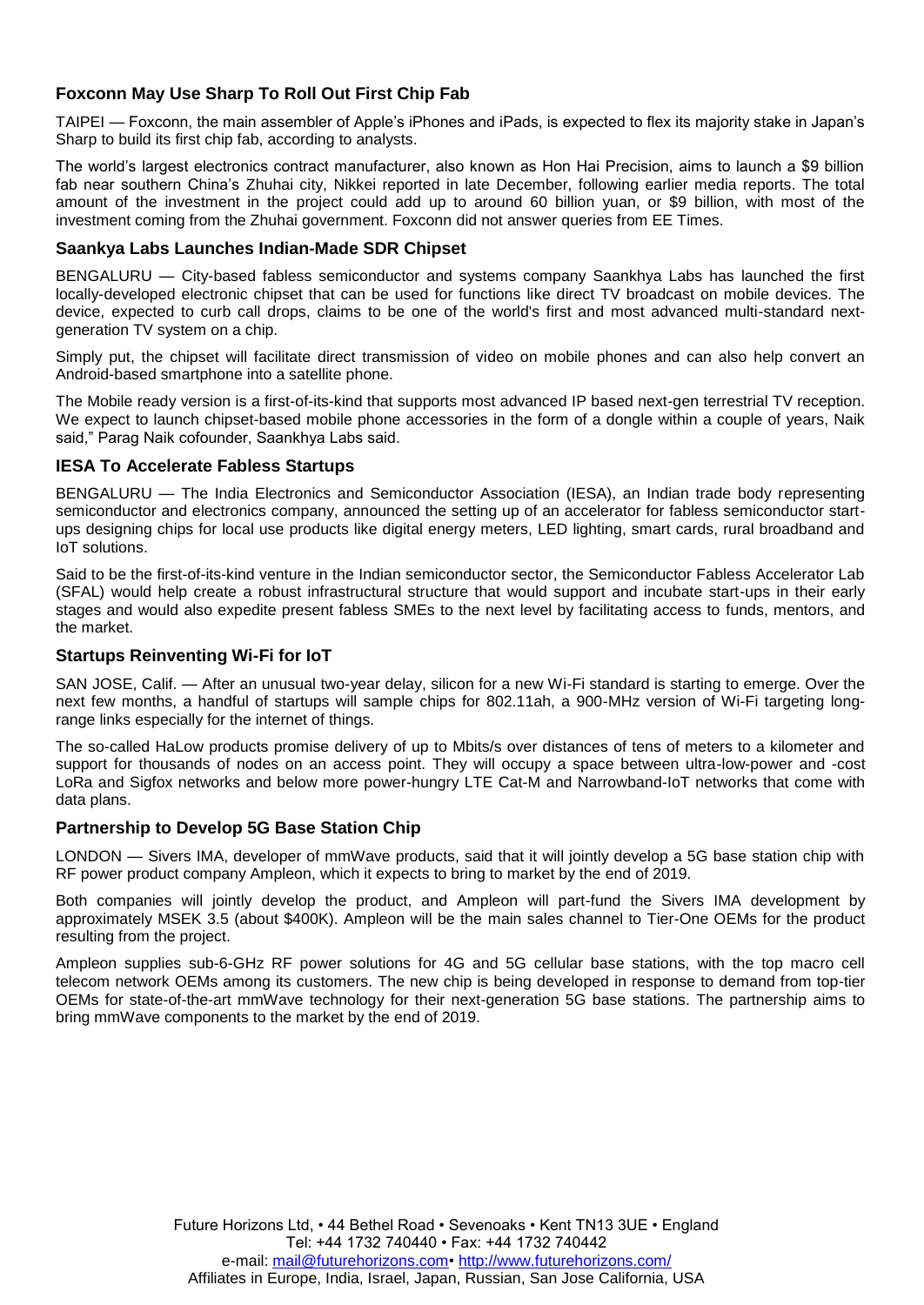### Foxconn May Use Sharp To Roll Out First Chip Fab

TAIPEI — Foxconn, the main assembler of Apple's iPhones and iPads, is expected to flex its majority stake in Japan's Sharp to build its first chip fab, according to analysts.

The world's largest electronics contract manufacturer, also known as Hon Hai Precision, aims to launch a $9 billion fab near southern China's Zhuhai city, Nikkei reported in late December, following earlier media reports. The total amount of the investment in the project could add up to around 60 billion yuan, or $9 billion, with most of the investment coming from the Zhuhai government. Foxconn did not answer queries from EE Times.

### Saankya Labs Launches Indian-Made SDR Chipset

BENGALURU — City-based fabless semiconductor and systems company Saankhya Labs has launched the first locally-developed electronic chipset that can be used for functions like direct TV broadcast on mobile devices. The device, expected to curb call drops, claims to be one of the world's first and most advanced multi-standard next-generation TV system on a chip.

Simply put, the chipset will facilitate direct transmission of video on mobile phones and can also help convert an Android-based smartphone into a satellite phone.

The Mobile ready version is a first-of-its-kind that supports most advanced IP based next-gen terrestrial TV reception. We expect to launch chipset-based mobile phone accessories in the form of a dongle within a couple of years, Naik said," Parag Naik cofounder, Saankhya Labs said.

### IESA To Accelerate Fabless Startups

BENGALURU — The India Electronics and Semiconductor Association (IESA), an Indian trade body representing semiconductor and electronics company, announced the setting up of an accelerator for fabless semiconductor start-ups designing chips for local use products like digital energy meters, LED lighting, smart cards, rural broadband and IoT solutions.

Said to be the first-of-its-kind venture in the Indian semiconductor sector, the Semiconductor Fabless Accelerator Lab (SFAL) would help create a robust infrastructural structure that would support and incubate start-ups in their early stages and would also expedite present fabless SMEs to the next level by facilitating access to funds, mentors, and the market.

### Startups Reinventing Wi-Fi for IoT

SAN JOSE, Calif. — After an unusual two-year delay, silicon for a new Wi-Fi standard is starting to emerge. Over the next few months, a handful of startups will sample chips for 802.11ah, a 900-MHz version of Wi-Fi targeting long-range links especially for the internet of things.

The so-called HaLow products promise delivery of up to Mbits/s over distances of tens of meters to a kilometer and support for thousands of nodes on an access point. They will occupy a space between ultra-low-power and -cost LoRa and Sigfox networks and below more power-hungry LTE Cat-M and Narrowband-IoT networks that come with data plans.

### Partnership to Develop 5G Base Station Chip

LONDON — Sivers IMA, developer of mmWave products, said that it will jointly develop a 5G base station chip with RF power product company Ampleon, which it expects to bring to market by the end of 2019.

Both companies will jointly develop the product, and Ampleon will part-fund the Sivers IMA development by approximately MSEK 3.5 (about $400K). Ampleon will be the main sales channel to Tier-One OEMs for the product resulting from the project.

Ampleon supplies sub-6-GHz RF power solutions for 4G and 5G cellular base stations, with the top macro cell telecom network OEMs among its customers. The new chip is being developed in response to demand from top-tier OEMs for state-of-the-art mmWave technology for their next-generation 5G base stations. The partnership aims to bring mmWave components to the market by the end of 2019.